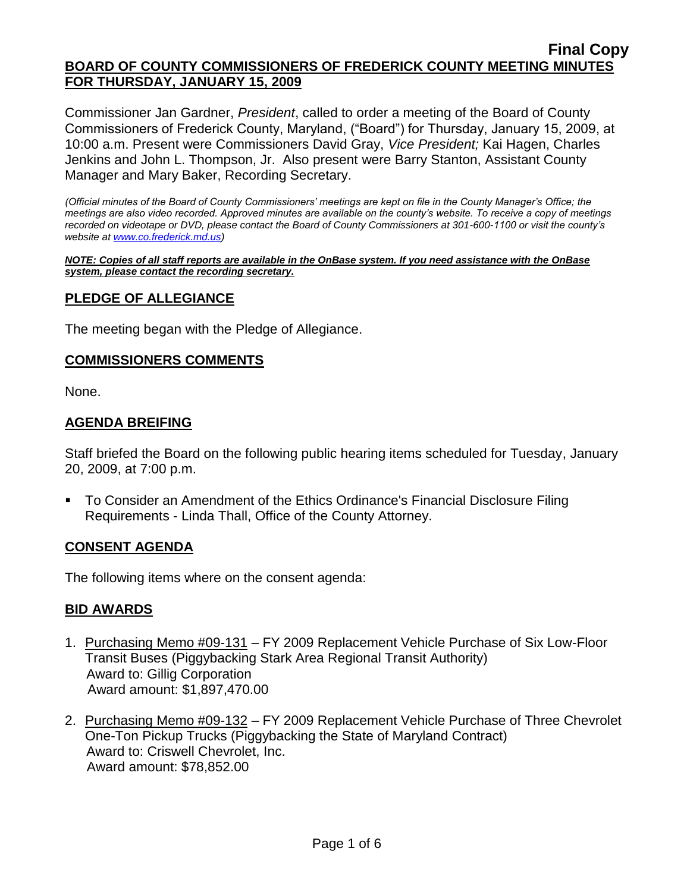**Final Copy**

**BOARD OF COUNTY COMMISSIONERS OF FREDERICK COUNTY MEETING MINUTES FOR THURSDAY, JANUARY 15, 2009**

Commissioner Jan Gardner, *President*, called to order a meeting of the Board of County Commissioners of Frederick County, Maryland, ("Board") for Thursday, January 15, 2009, at 10:00 a.m. Present were Commissioners David Gray, *Vice President;* Kai Hagen, Charles Jenkins and John L. Thompson, Jr. Also present were Barry Stanton, Assistant County Manager and Mary Baker, Recording Secretary.

*(Official minutes of the Board of County Commissioners' meetings are kept on file in the County Manager's Office; the meetings are also video recorded. Approved minutes are available on the county's website. To receive a copy of meetings recorded on videotape or DVD, please contact the Board of County Commissioners at 301-600-1100 or visit the county's website at www.co.frederick.md.us)*

***NOTE: Copies of all staff reports are available in the OnBase system. If you need assistance with the OnBase system, please contact the recording secretary.***

## PLEDGE OF ALLEGIANCE

The meeting began with the Pledge of Allegiance.

## COMMISSIONERS COMMENTS

None.

## AGENDA BREIFING

Staff briefed the Board on the following public hearing items scheduled for Tuesday, January 20, 2009, at 7:00 p.m.

- To Consider an Amendment of the Ethics Ordinance's Financial Disclosure Filing Requirements - Linda Thall, Office of the County Attorney.

## CONSENT AGENDA

The following items where on the consent agenda:

## BID AWARDS

1. Purchasing Memo #09-131 – FY 2009 Replacement Vehicle Purchase of Six Low-Floor Transit Buses (Piggybacking Stark Area Regional Transit Authority)
   Award to: Gillig Corporation
   Award amount: $1,897,470.00

2. Purchasing Memo #09-132 – FY 2009 Replacement Vehicle Purchase of Three Chevrolet One-Ton Pickup Trucks (Piggybacking the State of Maryland Contract)
   Award to: Criswell Chevrolet, Inc.
   Award amount: $78,852.00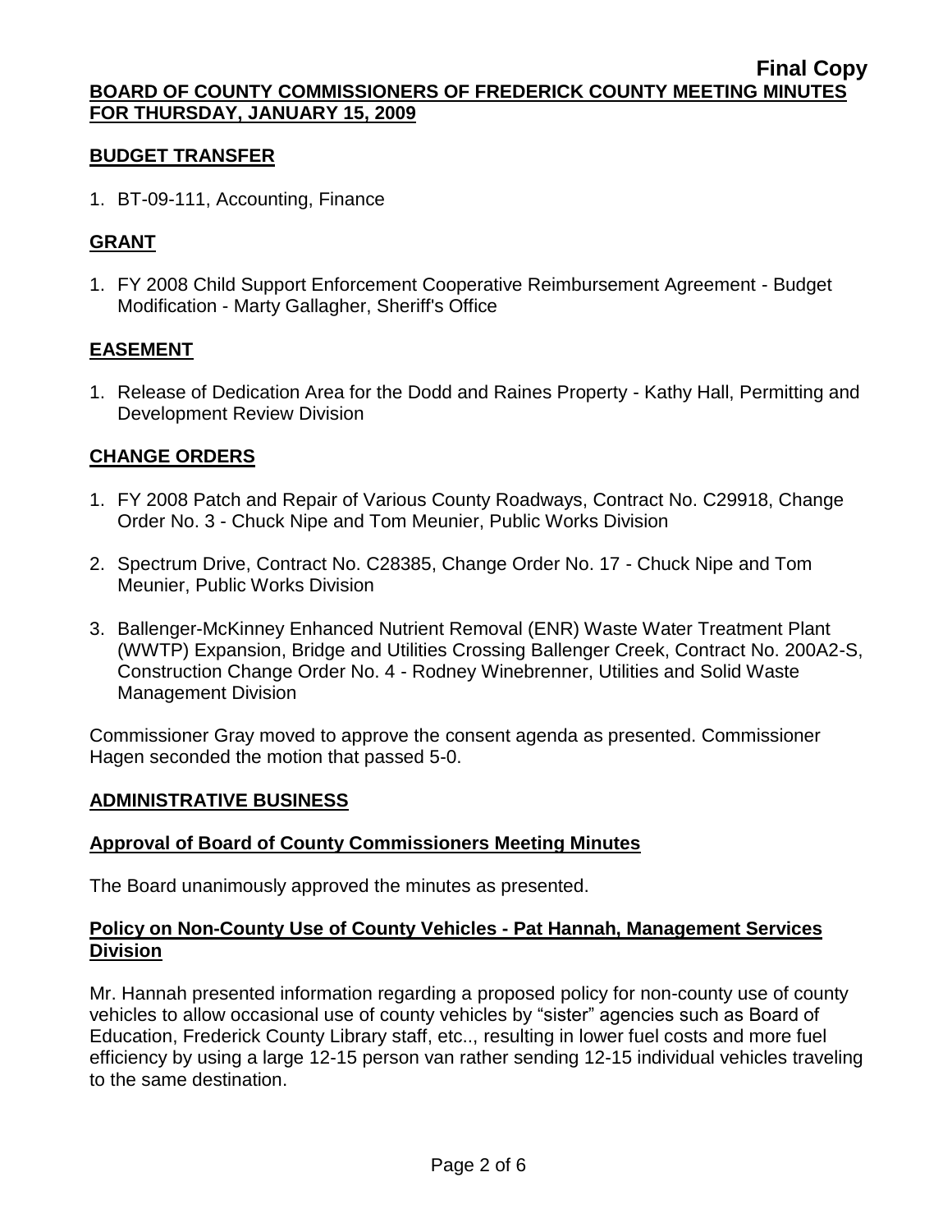## BUDGET TRANSFER

1. BT-09-111, Accounting, Finance

## GRANT

1. FY 2008 Child Support Enforcement Cooperative Reimbursement Agreement - Budget Modification - Marty Gallagher, Sheriff's Office

## EASEMENT

1. Release of Dedication Area for the Dodd and Raines Property - Kathy Hall, Permitting and Development Review Division

## CHANGE ORDERS

1. FY 2008 Patch and Repair of Various County Roadways, Contract No. C29918, Change Order No. 3 - Chuck Nipe and Tom Meunier, Public Works Division
2. Spectrum Drive, Contract No. C28385, Change Order No. 17 - Chuck Nipe and Tom Meunier, Public Works Division
3. Ballenger-McKinney Enhanced Nutrient Removal (ENR) Waste Water Treatment Plant (WWTP) Expansion, Bridge and Utilities Crossing Ballenger Creek, Contract No. 200A2-S, Construction Change Order No. 4 - Rodney Winebrenner, Utilities and Solid Waste Management Division

Commissioner Gray moved to approve the consent agenda as presented. Commissioner Hagen seconded the motion that passed 5-0.

## ADMINISTRATIVE BUSINESS

### Approval of Board of County Commissioners Meeting Minutes

The Board unanimously approved the minutes as presented.

### Policy on Non-County Use of County Vehicles - Pat Hannah, Management Services Division

Mr. Hannah presented information regarding a proposed policy for non-county use of county vehicles to allow occasional use of county vehicles by "sister" agencies such as Board of Education, Frederick County Library staff, etc.., resulting in lower fuel costs and more fuel efficiency by using a large 12-15 person van rather sending 12-15 individual vehicles traveling to the same destination.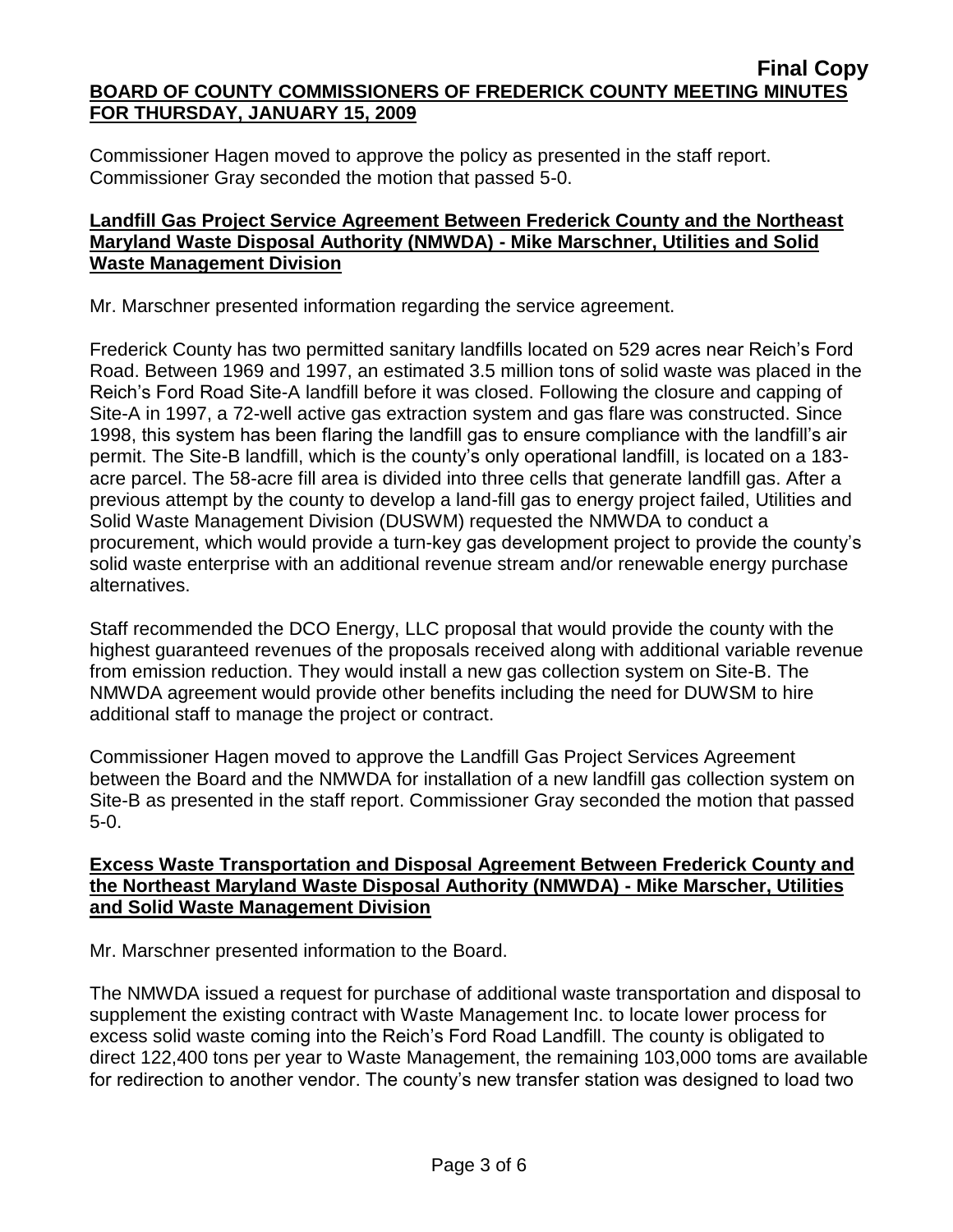Commissioner Hagen moved to approve the policy as presented in the staff report. Commissioner Gray seconded the motion that passed 5-0.

**Landfill Gas Project Service Agreement Between Frederick County and the Northeast Maryland Waste Disposal Authority (NMWDA) - Mike Marschner, Utilities and Solid Waste Management Division**

Mr. Marschner presented information regarding the service agreement.

Frederick County has two permitted sanitary landfills located on 529 acres near Reich's Ford Road. Between 1969 and 1997, an estimated 3.5 million tons of solid waste was placed in the Reich's Ford Road Site-A landfill before it was closed. Following the closure and capping of Site-A in 1997, a 72-well active gas extraction system and gas flare was constructed. Since 1998, this system has been flaring the landfill gas to ensure compliance with the landfill's air permit. The Site-B landfill, which is the county's only operational landfill, is located on a 183-acre parcel. The 58-acre fill area is divided into three cells that generate landfill gas. After a previous attempt by the county to develop a land-fill gas to energy project failed, Utilities and Solid Waste Management Division (DUSWM) requested the NMWDA to conduct a procurement, which would provide a turn-key gas development project to provide the county's solid waste enterprise with an additional revenue stream and/or renewable energy purchase alternatives.

Staff recommended the DCO Energy, LLC proposal that would provide the county with the highest guaranteed revenues of the proposals received along with additional variable revenue from emission reduction. They would install a new gas collection system on Site-B. The NMWDA agreement would provide other benefits including the need for DUWSM to hire additional staff to manage the project or contract.

Commissioner Hagen moved to approve the Landfill Gas Project Services Agreement between the Board and the NMWDA for installation of a new landfill gas collection system on Site-B as presented in the staff report. Commissioner Gray seconded the motion that passed 5-0.

**Excess Waste Transportation and Disposal Agreement Between Frederick County and the Northeast Maryland Waste Disposal Authority (NMWDA) - Mike Marscher, Utilities and Solid Waste Management Division**

Mr. Marschner presented information to the Board.

The NMWDA issued a request for purchase of additional waste transportation and disposal to supplement the existing contract with Waste Management Inc. to locate lower process for excess solid waste coming into the Reich's Ford Road Landfill. The county is obligated to direct 122,400 tons per year to Waste Management, the remaining 103,000 toms are available for redirection to another vendor. The county's new transfer station was designed to load two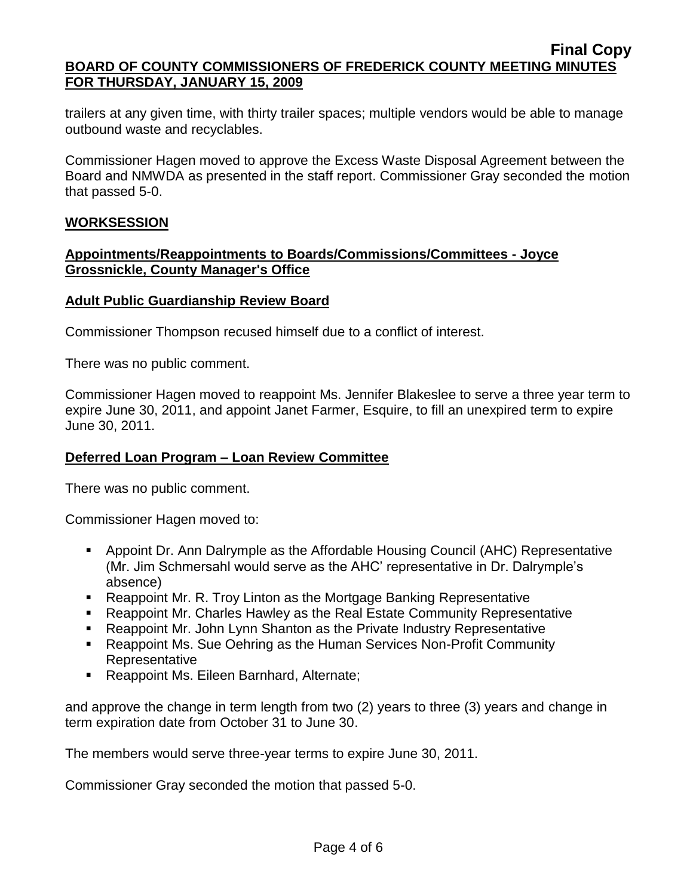trailers at any given time, with thirty trailer spaces; multiple vendors would be able to manage outbound waste and recyclables.

Commissioner Hagen moved to approve the Excess Waste Disposal Agreement between the Board and NMWDA as presented in the staff report. Commissioner Gray seconded the motion that passed 5-0.

## WORKSESSION

### Appointments/Reappointments to Boards/Commissions/Committees - Joyce Grossnickle, County Manager's Office

### Adult Public Guardianship Review Board

Commissioner Thompson recused himself due to a conflict of interest.

There was no public comment.

Commissioner Hagen moved to reappoint Ms. Jennifer Blakeslee to serve a three year term to expire June 30, 2011, and appoint Janet Farmer, Esquire, to fill an unexpired term to expire June 30, 2011.

### Deferred Loan Program – Loan Review Committee

There was no public comment.

Commissioner Hagen moved to:

- Appoint Dr. Ann Dalrymple as the Affordable Housing Council (AHC) Representative (Mr. Jim Schmersahl would serve as the AHC' representative in Dr. Dalrymple's absence)
- Reappoint Mr. R. Troy Linton as the Mortgage Banking Representative
- Reappoint Mr. Charles Hawley as the Real Estate Community Representative
- Reappoint Mr. John Lynn Shanton as the Private Industry Representative
- Reappoint Ms. Sue Oehring as the Human Services Non-Profit Community Representative
- Reappoint Ms. Eileen Barnhard, Alternate;

and approve the change in term length from two (2) years to three (3) years and change in term expiration date from October 31 to June 30.

The members would serve three-year terms to expire June 30, 2011.

Commissioner Gray seconded the motion that passed 5-0.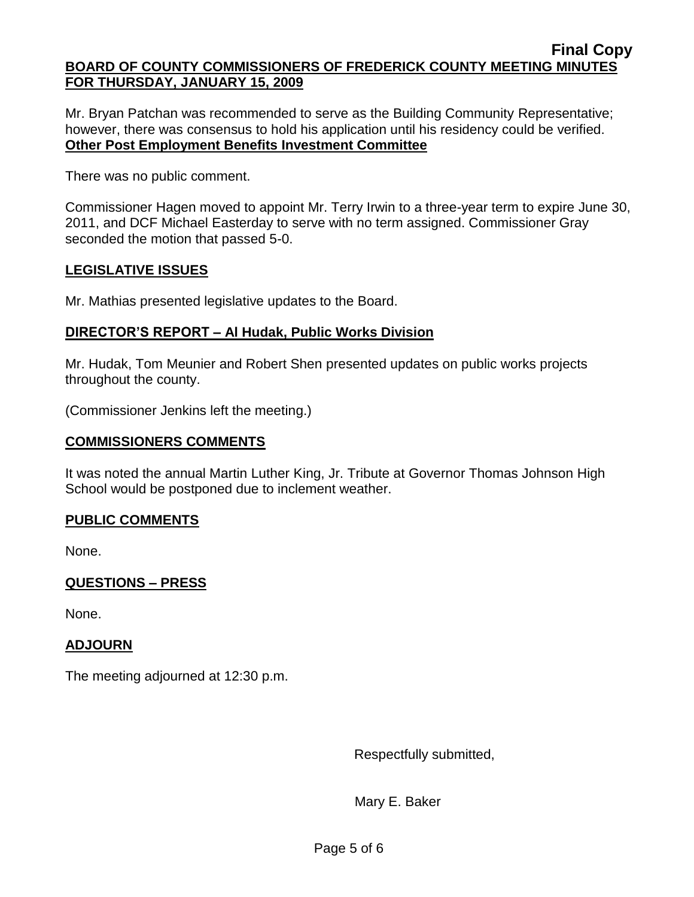Mr. Bryan Patchan was recommended to serve as the Building Community Representative; however, there was consensus to hold his application until his residency could be verified.

**Other Post Employment Benefits Investment Committee**

There was no public comment.

Commissioner Hagen moved to appoint Mr. Terry Irwin to a three-year term to expire June 30, 2011, and DCF Michael Easterday to serve with no term assigned. Commissioner Gray seconded the motion that passed 5-0.

## LEGISLATIVE ISSUES

Mr. Mathias presented legislative updates to the Board.

## DIRECTOR'S REPORT – Al Hudak, Public Works Division

Mr. Hudak, Tom Meunier and Robert Shen presented updates on public works projects throughout the county.

(Commissioner Jenkins left the meeting.)

## COMMISSIONERS COMMENTS

It was noted the annual Martin Luther King, Jr. Tribute at Governor Thomas Johnson High School would be postponed due to inclement weather.

## PUBLIC COMMENTS

None.

## QUESTIONS – PRESS

None.

## ADJOURN

The meeting adjourned at 12:30 p.m.

Respectfully submitted,

Mary E. Baker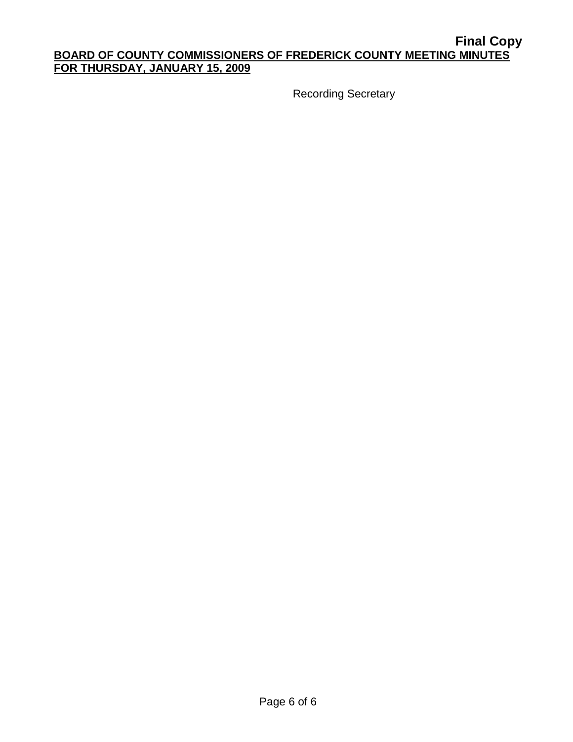Recording Secretary